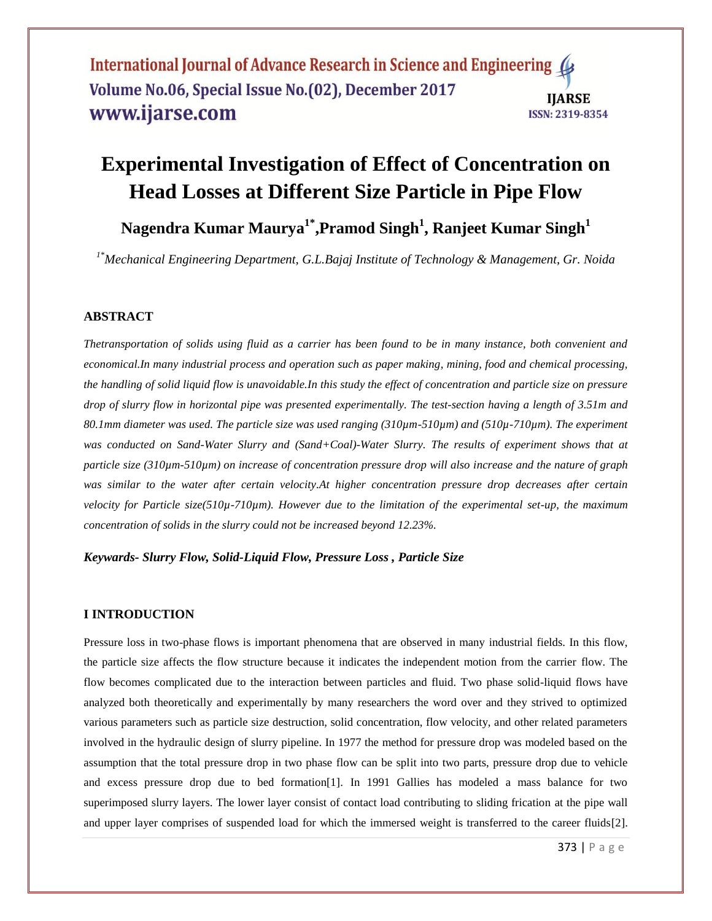# Experimental Investigation of Effect of Concentration on Head Losses at Different Size Particle in Pipe Flow

**Nagendra Kumar Maurya[1*], Pramod Singh[1], Ranjeet Kumar Singh[1]**

*[1*]Mechanical Engineering Department, G.L.Bajaj Institute of Technology & Management, Gr. Noida*

## ABSTRACT

*Thetransportation of solids using fluid as a carrier has been found to be in many instance, both convenient and economical.In many industrial process and operation such as paper making, mining, food and chemical processing, the handling of solid liquid flow is unavoidable.In this study the effect of concentration and particle size on pressure drop of slurry flow in horizontal pipe was presented experimentally. The test-section having a length of 3.51m and 80.1mm diameter was used. The particle size was used ranging (310µm-510µm) and (510µ-710µm). The experiment was conducted on Sand-Water Slurry and (Sand+Coal)-Water Slurry. The results of experiment shows that at particle size (310µm-510µm) on increase of concentration pressure drop will also increase and the nature of graph was similar to the water after certain velocity.At higher concentration pressure drop decreases after certain velocity for Particle size(510µ-710µm). However due to the limitation of the experimental set-up, the maximum concentration of solids in the slurry could not be increased beyond 12.23%.*

***Keywards- Slurry Flow, Solid-Liquid Flow, Pressure Loss , Particle Size***

## I INTRODUCTION

Pressure loss in two-phase flows is important phenomena that are observed in many industrial fields. In this flow, the particle size affects the flow structure because it indicates the independent motion from the carrier flow. The flow becomes complicated due to the interaction between particles and fluid. Two phase solid-liquid flows have analyzed both theoretically and experimentally by many researchers the word over and they strived to optimized various parameters such as particle size destruction, solid concentration, flow velocity, and other related parameters involved in the hydraulic design of slurry pipeline. In 1977 the method for pressure drop was modeled based on the assumption that the total pressure drop in two phase flow can be split into two parts, pressure drop due to vehicle and excess pressure drop due to bed formation[1]. In 1991 Gallies has modeled a mass balance for two superimposed slurry layers. The lower layer consist of contact load contributing to sliding frication at the pipe wall and upper layer comprises of suspended load for which the immersed weight is transferred to the career fluids[2].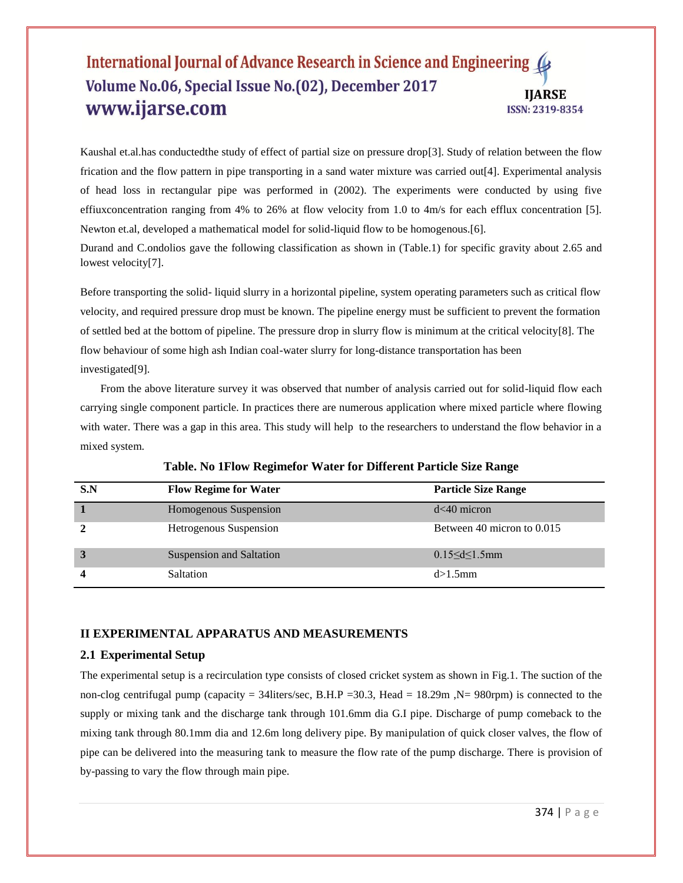Kaushal et.al.has conductedthe study of effect of partial size on pressure drop[3]. Study of relation between the flow frication and the flow pattern in pipe transporting in a sand water mixture was carried out[4]. Experimental analysis of head loss in rectangular pipe was performed in (2002). The experiments were conducted by using five effiuxconcentration ranging from 4% to 26% at flow velocity from 1.0 to 4m/s for each efflux concentration [5]. Newton et.al, developed a mathematical model for solid-liquid flow to be homogenous.[6].

Durand and C.ondolios gave the following classification as shown in (Table.1) for specific gravity about 2.65 and lowest velocity[7].

Before transporting the solid- liquid slurry in a horizontal pipeline, system operating parameters such as critical flow velocity, and required pressure drop must be known. The pipeline energy must be sufficient to prevent the formation of settled bed at the bottom of pipeline. The pressure drop in slurry flow is minimum at the critical velocity[8]. The flow behaviour of some high ash Indian coal-water slurry for long-distance transportation has been investigated[9].

From the above literature survey it was observed that number of analysis carried out for solid-liquid flow each carrying single component particle. In practices there are numerous application where mixed particle where flowing with water. There was a gap in this area. This study will help to the researchers to understand the flow behavior in a mixed system.

**Table. No 1Flow Regimefor Water for Different Particle Size Range**

| S.N | Flow Regime for Water | Particle Size Range |
|---|---|---|
| 1 | Homogenous Suspension | d<40 micron |
| 2 | Hetrogenous Suspension | Between 40 micron to 0.015 |
| 3 | Suspension and Saltation | $0.15 \leq d \leq 1.5$mm |
| 4 | Saltation | d>1.5mm |

## II EXPERIMENTAL APPARATUS AND MEASUREMENTS

### 2.1 Experimental Setup

The experimental setup is a recirculation type consists of closed cricket system as shown in Fig.1. The suction of the non-clog centrifugal pump (capacity = 34liters/sec, B.H.P =30.3, Head = 18.29m ,N= 980rpm) is connected to the supply or mixing tank and the discharge tank through 101.6mm dia G.I pipe. Discharge of pump comeback to the mixing tank through 80.1mm dia and 12.6m long delivery pipe. By manipulation of quick closer valves, the flow of pipe can be delivered into the measuring tank to measure the flow rate of the pump discharge. There is provision of by-passing to vary the flow through main pipe.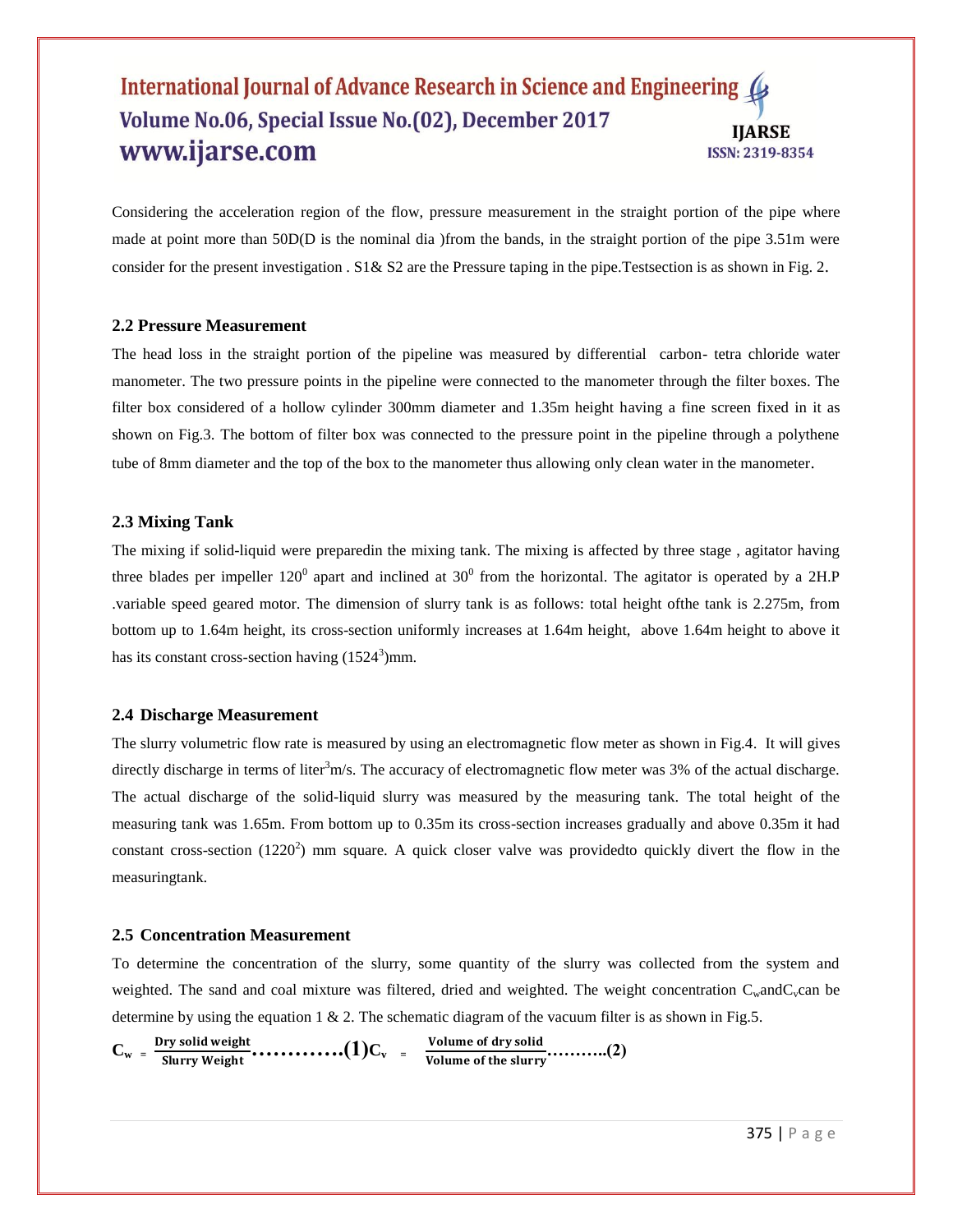Considering the acceleration region of the flow, pressure measurement in the straight portion of the pipe where made at point more than 50D(D is the nominal dia )from the bands, in the straight portion of the pipe 3.51m were consider for the present investigation . S1& S2 are the Pressure taping in the pipe.Testsection is as shown in Fig. 2.

### 2.2 Pressure Measurement

The head loss in the straight portion of the pipeline was measured by differential carbon- tetra chloride water manometer. The two pressure points in the pipeline were connected to the manometer through the filter boxes. The filter box considered of a hollow cylinder 300mm diameter and 1.35m height having a fine screen fixed in it as shown on Fig.3. The bottom of filter box was connected to the pressure point in the pipeline through a polythene tube of 8mm diameter and the top of the box to the manometer thus allowing only clean water in the manometer.

### 2.3 Mixing Tank

The mixing if solid-liquid were preparedin the mixing tank. The mixing is affected by three stage , agitator having three blades per impeller $120^0$ apart and inclined at $30^0$ from the horizontal. The agitator is operated by a 2H.P .variable speed geared motor. The dimension of slurry tank is as follows: total height ofthe tank is 2.275m, from bottom up to 1.64m height, its cross-section uniformly increases at 1.64m height, above 1.64m height to above it has its constant cross-section having $(1524^3)$mm.

### 2.4 Discharge Measurement

The slurry volumetric flow rate is measured by using an electromagnetic flow meter as shown in Fig.4. It will gives directly discharge in terms of liter$^3$m/s. The accuracy of electromagnetic flow meter was 3% of the actual discharge. The actual discharge of the solid-liquid slurry was measured by the measuring tank. The total height of the measuring tank was 1.65m. From bottom up to 0.35m its cross-section increases gradually and above 0.35m it had constant cross-section $(1220^2)$ mm square. A quick closer valve was providedto quickly divert the flow in the measuringtank.

### 2.5 Concentration Measurement

To determine the concentration of the slurry, some quantity of the slurry was collected from the system and weighted. The sand and coal mixture was filtered, dried and weighted. The weight concentration $C_w$and$C_v$can be determine by using the equation 1 & 2. The schematic diagram of the vacuum filter is as shown in Fig.5.

$$C_w = \frac{\text{Dry solid weight}}{\text{Slurry Weight}} \quad \text{.............(1)} \qquad C_v = \frac{\text{Volume of dry solid}}{\text{Volume of the slurry}} \quad \text{..........(2)}$$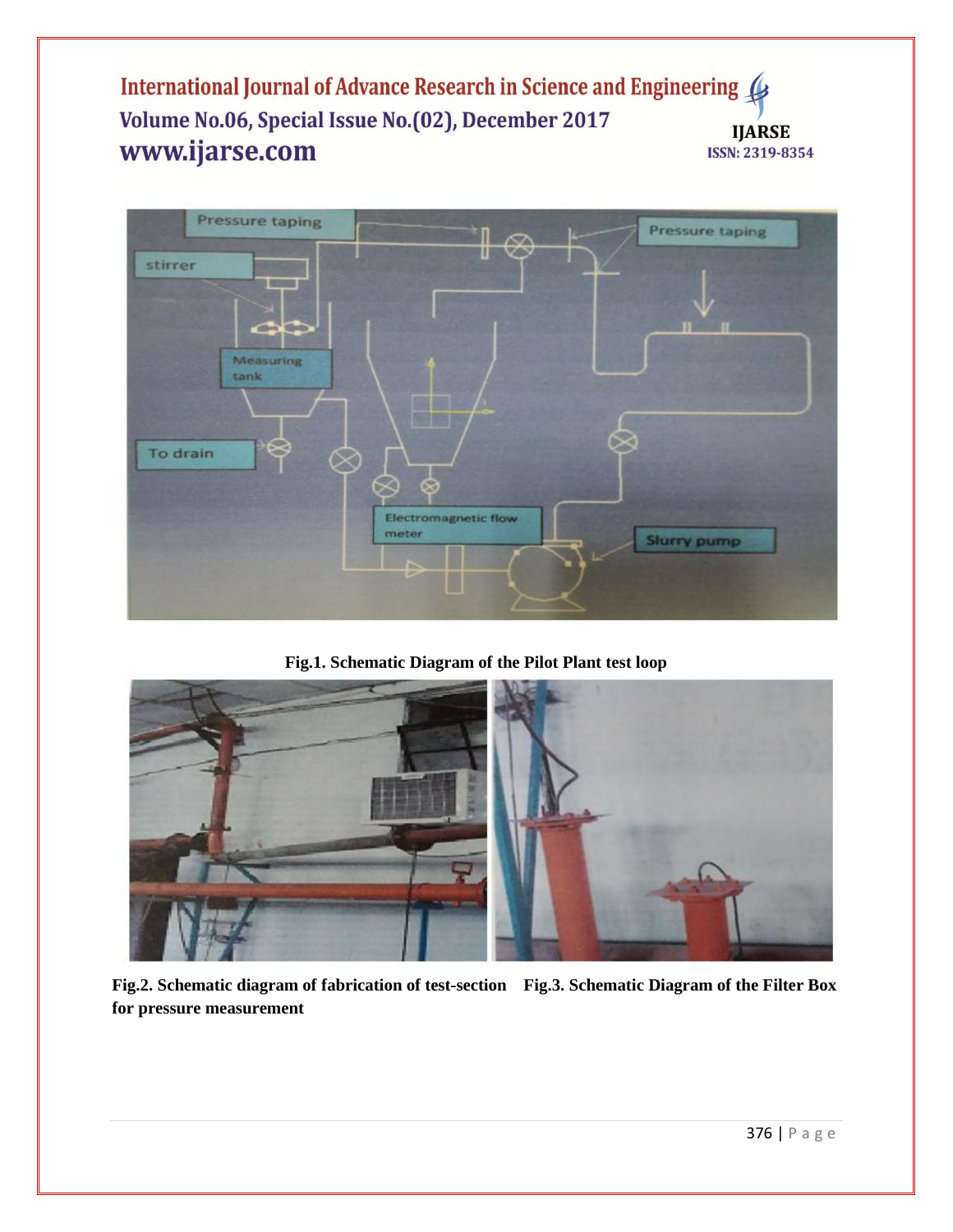**Fig.1. Schematic Diagram of the Pilot Plant test loop**

**Fig.2. Schematic diagram of fabrication of test-section for pressure measurement**

**Fig.3. Schematic Diagram of the Filter Box**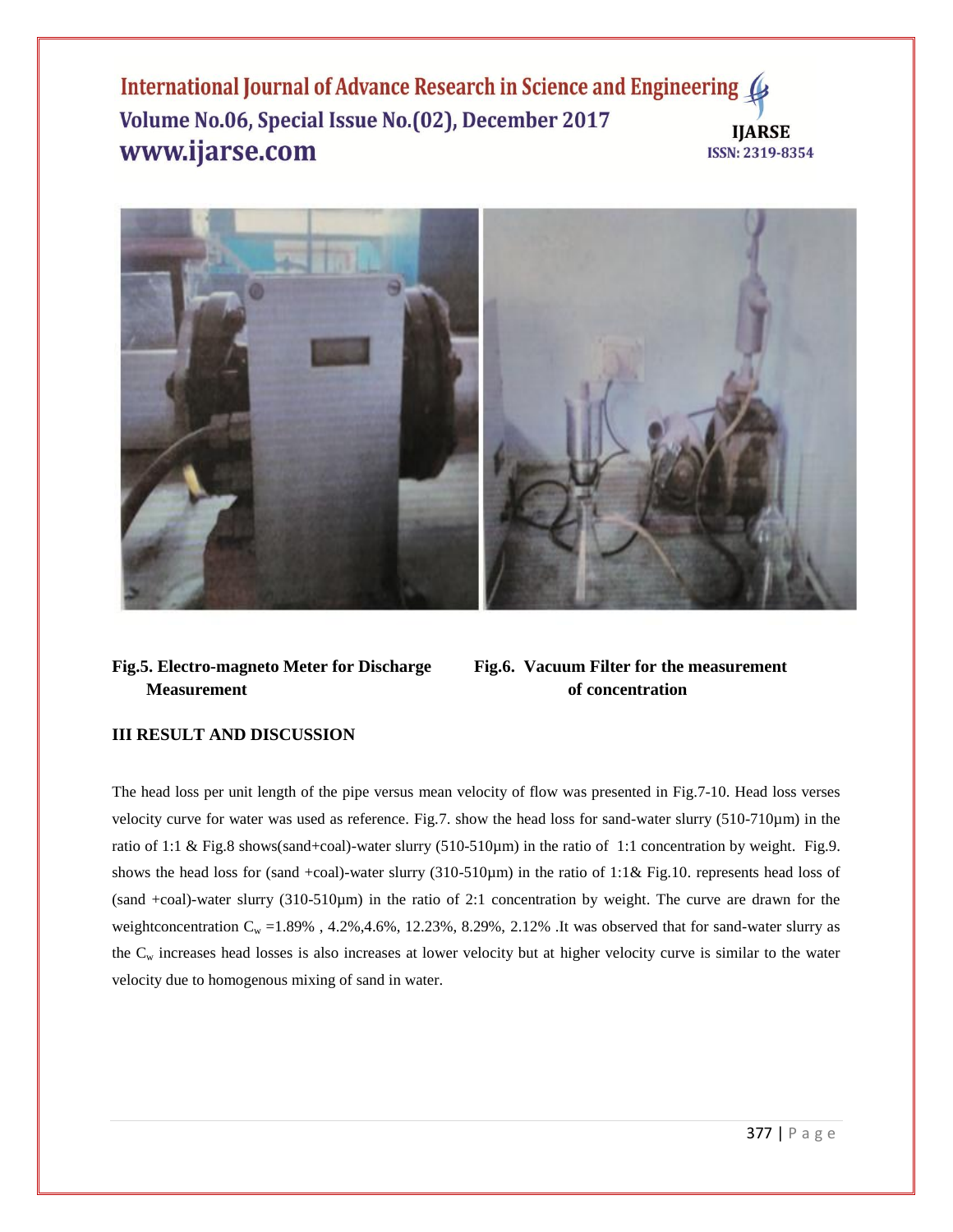**Fig.5. Electro-magneto Meter for Discharge Measurement**

**Fig.6. Vacuum Filter for the measurement of concentration**

## III RESULT AND DISCUSSION

The head loss per unit length of the pipe versus mean velocity of flow was presented in Fig.7-10. Head loss verses velocity curve for water was used as reference. Fig.7. show the head loss for sand-water slurry (510-710μm) in the ratio of 1:1 & Fig.8 shows(sand+coal)-water slurry (510-510μm) in the ratio of 1:1 concentration by weight. Fig.9. shows the head loss for (sand +coal)-water slurry (310-510μm) in the ratio of 1:1& Fig.10. represents head loss of (sand +coal)-water slurry (310-510μm) in the ratio of 2:1 concentration by weight. The curve are drawn for the weightconcentration $C_w$ =1.89% , 4.2%,4.6%, 12.23%, 8.29%, 2.12% .It was observed that for sand-water slurry as the $C_w$ increases head losses is also increases at lower velocity but at higher velocity curve is similar to the water velocity due to homogenous mixing of sand in water.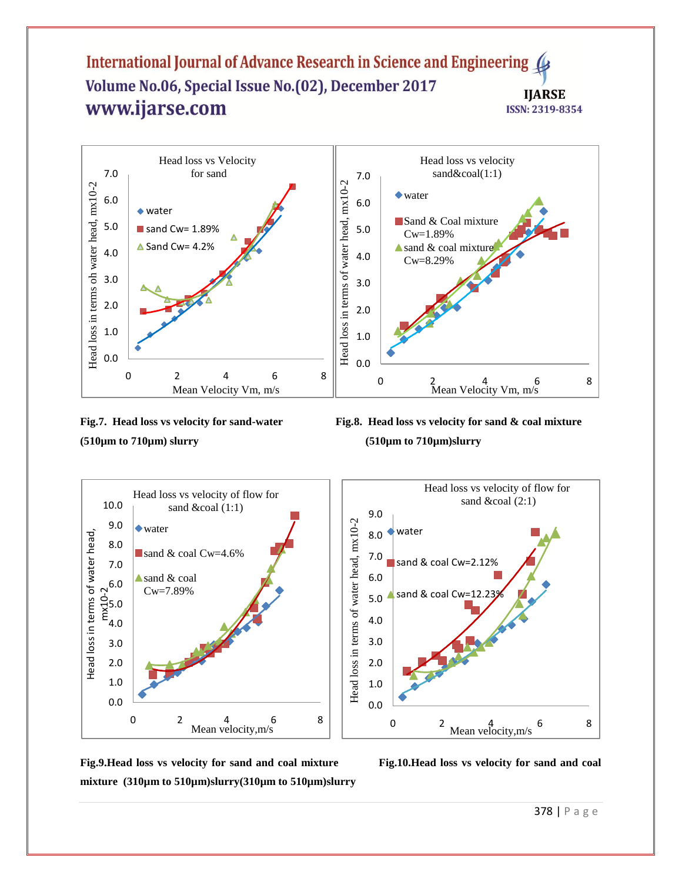Fig.7. **Head loss vs velocity for sand-water (510µm to 710µm) slurry**

Fig.8. **Head loss vs velocity for sand & coal mixture (510µm to 710µm)slurry**

**Fig.9.Head loss vs velocity for sand and coal mixture (310µm to 510µm)slurry**

**Fig.10.Head loss vs velocity for sand and coal mixture (310µm to 510µm)slurry**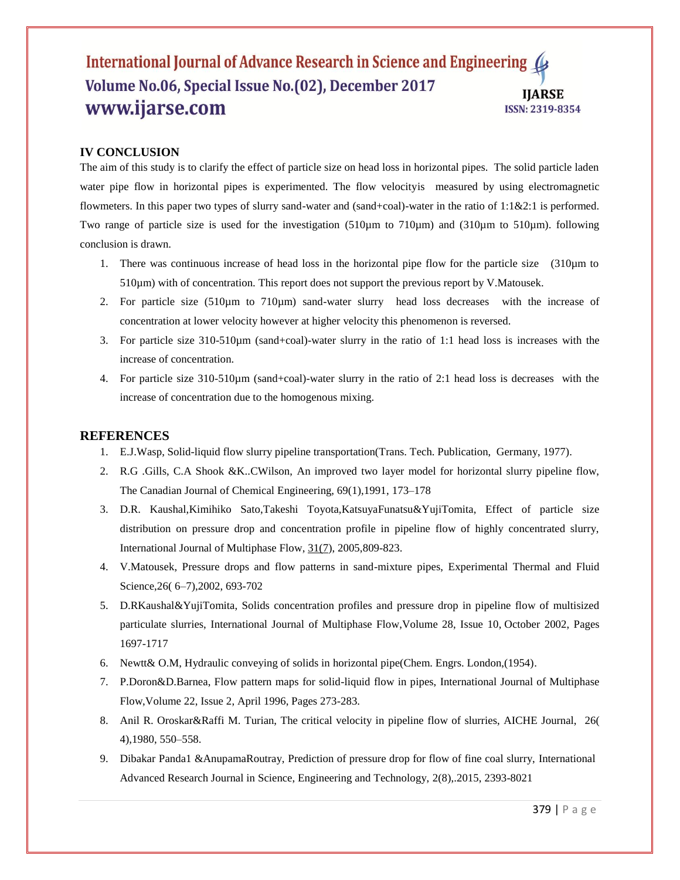## IV CONCLUSION

The aim of this study is to clarify the effect of particle size on head loss in horizontal pipes. The solid particle laden water pipe flow in horizontal pipes is experimented. The flow velocityis measured by using electromagnetic flowmeters. In this paper two types of slurry sand-water and (sand+coal)-water in the ratio of 1:1&2:1 is performed. Two range of particle size is used for the investigation (510µm to 710µm) and (310µm to 510µm). following conclusion is drawn.

1. There was continuous increase of head loss in the horizontal pipe flow for the particle size (310µm to 510µm) with of concentration. This report does not support the previous report by V.Matousek.
2. For particle size (510µm to 710µm) sand-water slurry head loss decreases with the increase of concentration at lower velocity however at higher velocity this phenomenon is reversed.
3. For particle size 310-510µm (sand+coal)-water slurry in the ratio of 1:1 head loss is increases with the increase of concentration.
4. For particle size 310-510µm (sand+coal)-water slurry in the ratio of 2:1 head loss is decreases with the increase of concentration due to the homogenous mixing.

## REFERENCES

1. E.J.Wasp, Solid-liquid flow slurry pipeline transportation(Trans. Tech. Publication, Germany, 1977).
2. R.G .Gills, C.A Shook &K..CWilson, An improved two layer model for horizontal slurry pipeline flow, The Canadian Journal of Chemical Engineering, 69(1),1991, 173–178
3. D.R. Kaushal,Kimihiko Sato,Takeshi Toyota,KatsuyaFunatsu&YujiTomita, Effect of particle size distribution on pressure drop and concentration profile in pipeline flow of highly concentrated slurry, International Journal of Multiphase Flow, 31(7), 2005,809-823.
4. V.Matousek, Pressure drops and flow patterns in sand-mixture pipes, Experimental Thermal and Fluid Science,26( 6–7),2002, 693-702
5. D.RKaushal&YujiTomita, Solids concentration profiles and pressure drop in pipeline flow of multisized particulate slurries, International Journal of Multiphase Flow,Volume 28, Issue 10, October 2002, Pages 1697-1717
6. Newtt& O.M, Hydraulic conveying of solids in horizontal pipe(Chem. Engrs. London,(1954).
7. P.Doron&D.Barnea, Flow pattern maps for solid-liquid flow in pipes, International Journal of Multiphase Flow,Volume 22, Issue 2, April 1996, Pages 273-283.
8. Anil R. Oroskar&Raffi M. Turian, The critical velocity in pipeline flow of slurries, AICHE Journal, 26( 4),1980, 550–558.
9. Dibakar Panda1 &AnupamaRoutray, Prediction of pressure drop for flow of fine coal slurry, International Advanced Research Journal in Science, Engineering and Technology, 2(8),.2015, 2393-8021